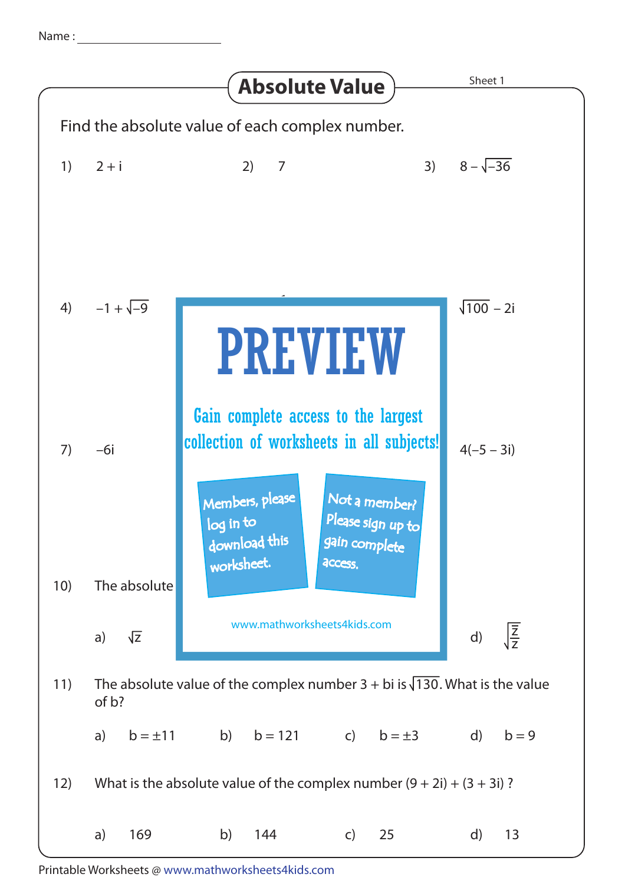Name : ____________________

# Absolute Value

Sheet 1

Find the absolute value of each complex number.

1) $2 + i$

2) $7$

3) $8 - \sqrt{-36}$

4) $-1 + \sqrt{-9}$

$\sqrt{100} - 2i$

7) $-6i$

$4(-5 - 3i)$

10) The absolute

a) $\sqrt{z}$

d) $\sqrt{\frac{z}{z}}$

PREVIEW

Gain complete access to the largest collection of worksheets in all subjects!

Members, please log in to download this worksheet.

Not a member? Please sign up to gain complete access.

www.mathworksheets4kids.com

11) The absolute value of the complex number $3 + bi$ is $\sqrt{130}$. What is the value of b?

a) $b = \pm 11$  b) $b = 121$  c) $b = \pm 3$  d) $b = 9$

12) What is the absolute value of the complex number $(9 + 2i) + (3 + 3i)$ ?

a) 169  b) 144  c) 25  d) 13

Printable Worksheets @ www.mathworksheets4kids.com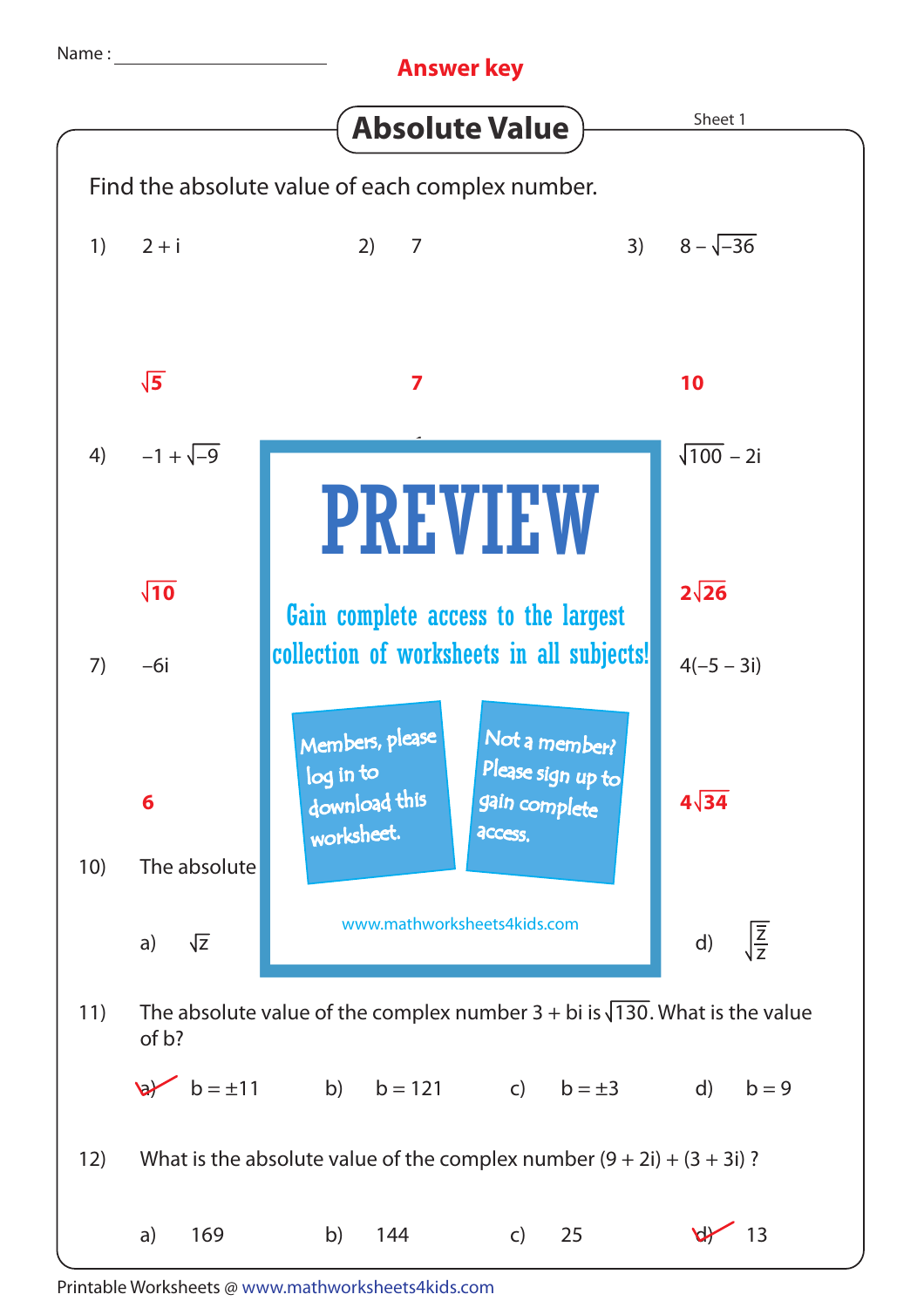Name : ____________________

**Answer key**

# Absolute Value

Sheet 1

Find the absolute value of each complex number.

1) $2 + i$

$\sqrt{5}$

2) $7$

$7$

3) $8 - \sqrt{-36}$

$10$

4) $-1 + \sqrt{-9}$

$\sqrt{10}$

$\sqrt{100} - 2i$

$2\sqrt{26}$

7) $-6i$

$6$

$4(-5 - 3i)$

$4\sqrt{34}$

10) The absolute

a) $\sqrt{z}$

d) $\sqrt{\frac{\bar{z}}{z}}$

**PREVIEW**

Gain complete access to the largest collection of worksheets in all subjects!

Members, please log in to download this worksheet.

Not a member? Please sign up to gain complete access.

www.mathworksheets4kids.com

11) The absolute value of the complex number $3 + bi$ is $\sqrt{130}$. What is the value of b?

a) $b = \pm 11$ ✓ b) $b = 121$ c) $b = \pm 3$ d) $b = 9$

12) What is the absolute value of the complex number $(9 + 2i) + (3 + 3i)$ ?

a) 169 b) 144 c) 25 d) 13 ✓

Printable Worksheets @ www.mathworksheets4kids.com